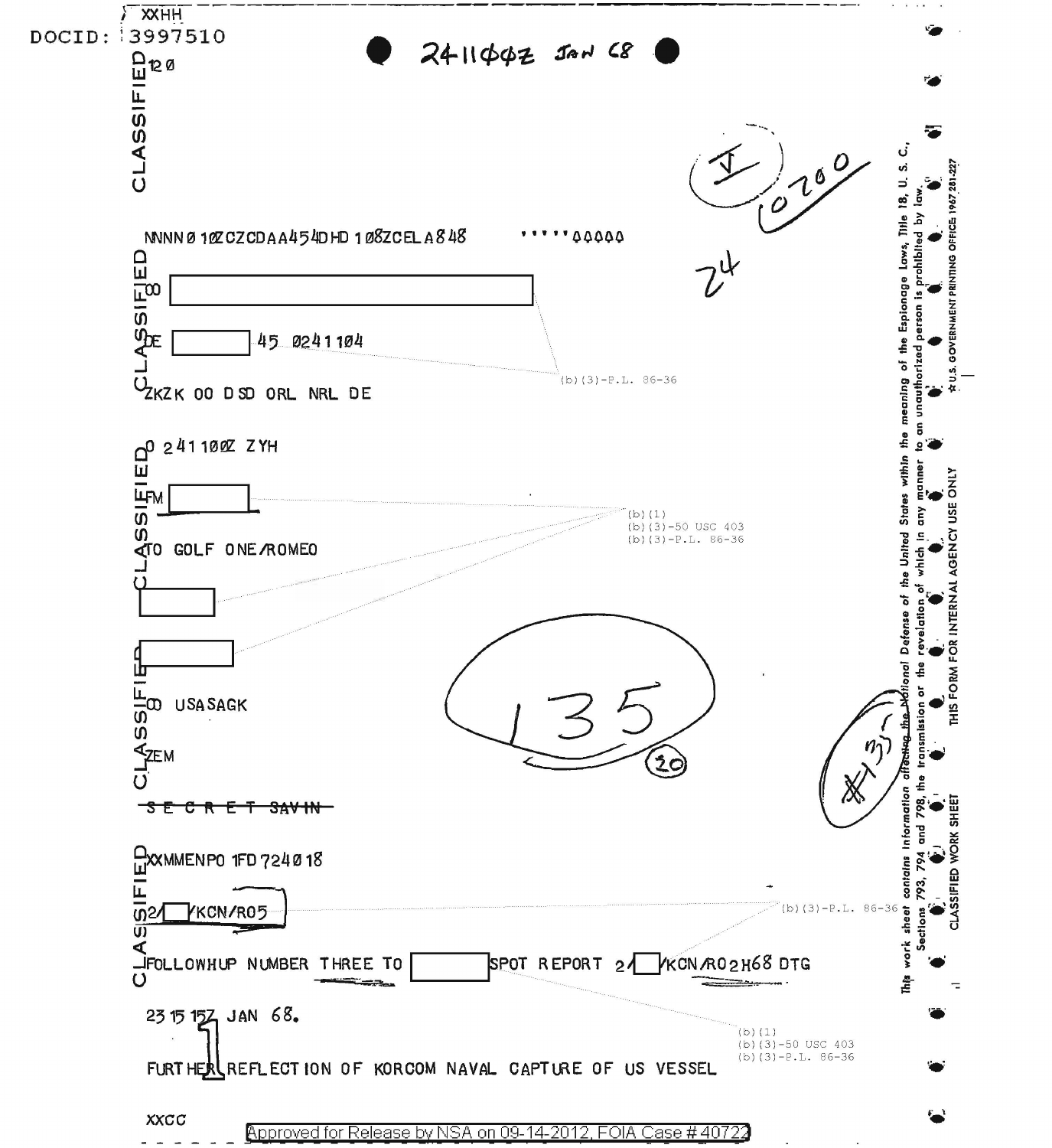DOCID: 3997510

XXHH

120

241100Z JAN 68

NNNN010ZCZCDAA454DHD108ZCELA848 '''''00000

8 [redacted]

DE [redacted] 45 0241104

ZKZK OO DSD ORL NRL DE

O 241100Z ZYH

FM [redacted]

TO GOLF ONE/ROMEO

[redacted]

[redacted]

8 USASAGK

ZEM

~~SECRET SAVIN~~

XXMMENPO 1FD 724018

2/[redacted]/KCN/R05

FOLLOWHUP NUMBER THREE TO [redacted] SPOT REPORT 2/[redacted]/KCN/R02H68 DTG

23151Z JAN 68.

FURTHER REFLECTION OF KORCOM NAVAL CAPTURE OF US VESSEL

XXCC

(b)(3)-P.L. 86-36

(b)(1)
(b)(3)-50 USC 403
(b)(3)-P.L. 86-36

This work sheet contains information affecting the National Defense of the United States within the meaning of the Espionage Laws, Title 18, U. S. C., Sections 793, 794 and 798, the transmission or the revelation of which in any manner to an unauthorized person is prohibited by law.

CLASSIFIED WORK SHEET

THIS FORM FOR INTERNAL AGENCY USE ONLY

Approved for Release by NSA on 09-14-2012, FOIA Case # 40722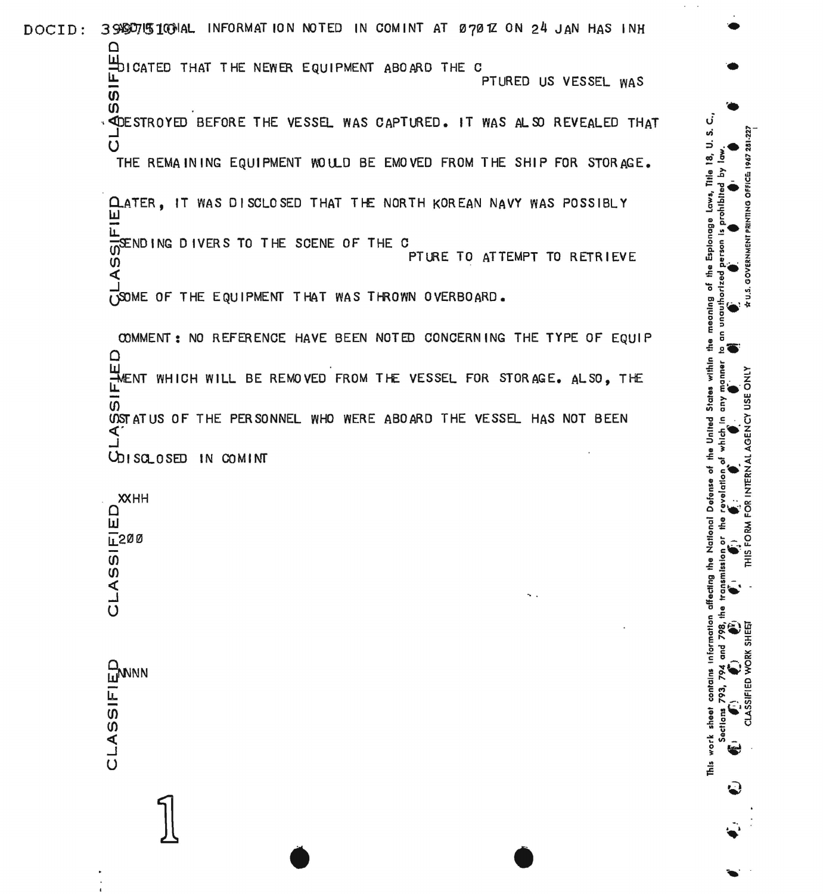DOCID: 3997510

ADDITIONAL INFORMATION NOTED IN COMINT AT 0701Z ON 24 JAN HAS INH

DICATED THAT THE NEWER EQUIPMENT ABOARD THE C PTURED US VESSEL WAS

DESTROYED BEFORE THE VESSEL WAS CAPTURED. IT WAS ALSO REVEALED THAT

THE REMAINING EQUIPMENT WOULD BE EMOVED FROM THE SHIP FOR STORAGE.

LATER, IT WAS DISCLOSED THAT THE NORTH KOREAN NAVY WAS POSSIBLY

SENDING DIVERS TO THE SCENE OF THE C PTURE TO ATTEMPT TO RETRIEVE

SOME OF THE EQUIPMENT THAT WAS THROWN OVERBOARD.

COMMENT: NO REFERENCE HAVE BEEN NOTED CONCERNING THE TYPE OF EQUIP

MENT WHICH WILL BE REMOVED FROM THE VESSEL FOR STORAGE. ALSO, THE

STATUS OF THE PERSONNEL WHO WERE ABOARD THE VESSEL HAS NOT BEEN

DISCLOSED IN COMINT

XXHH

200

NNNN

This work sheet contains information affecting the National Defense of the United States within the meaning of the Espionage Laws, Title 18, U. S. C., Sections 793, 794 and 798, the transmission or the revelation of which in any manner to an unauthorized person is prohibited by law.

CLASSIFIED WORK SHEET

THIS FORM FOR INTERNAL AGENCY USE ONLY

U.S. GOVERNMENT PRINTING OFFICE: 1967 281-227